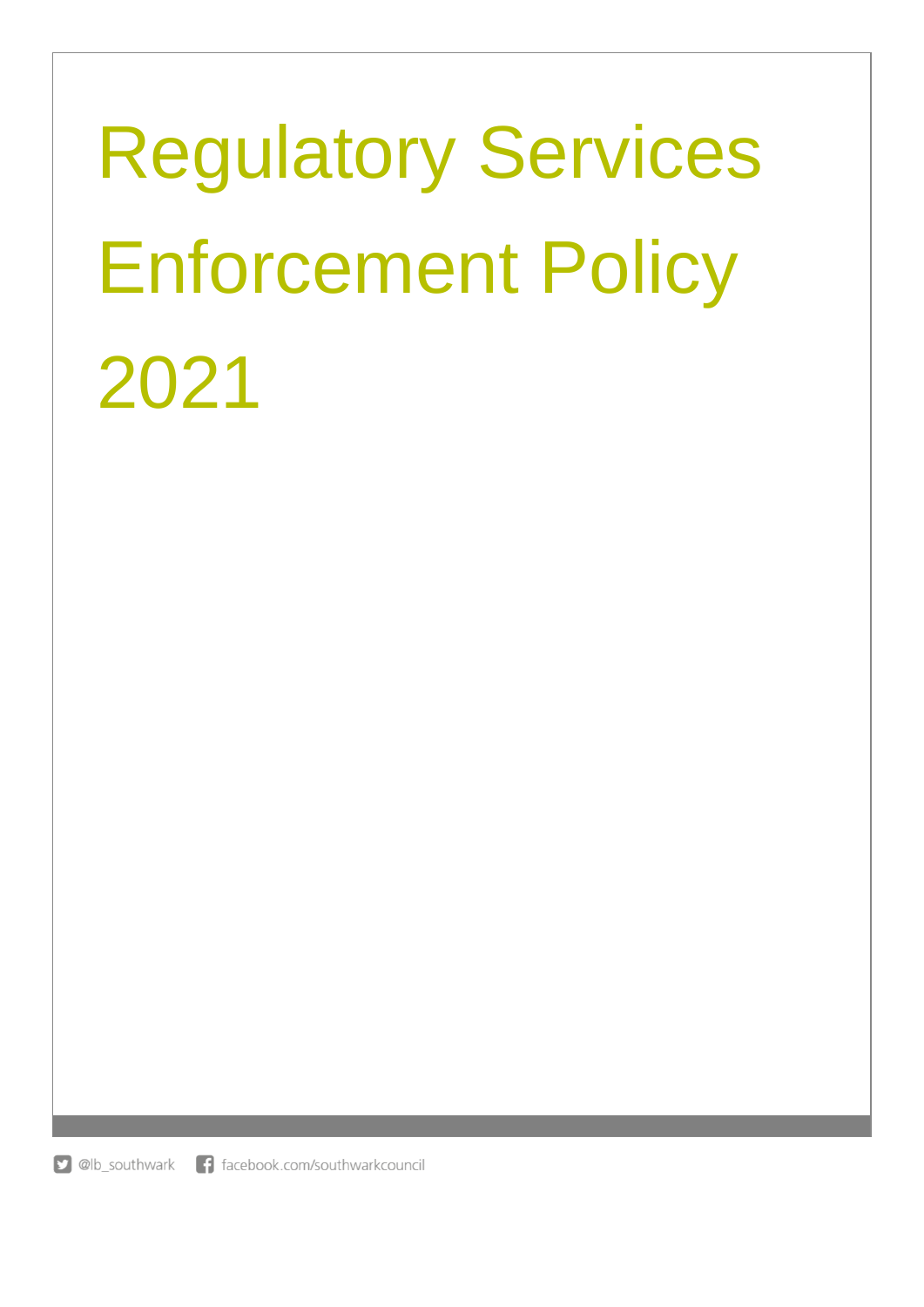# Regulatory Services Enforcement Policy 2021

@lb_southwark facebook.com/southwarkcouncil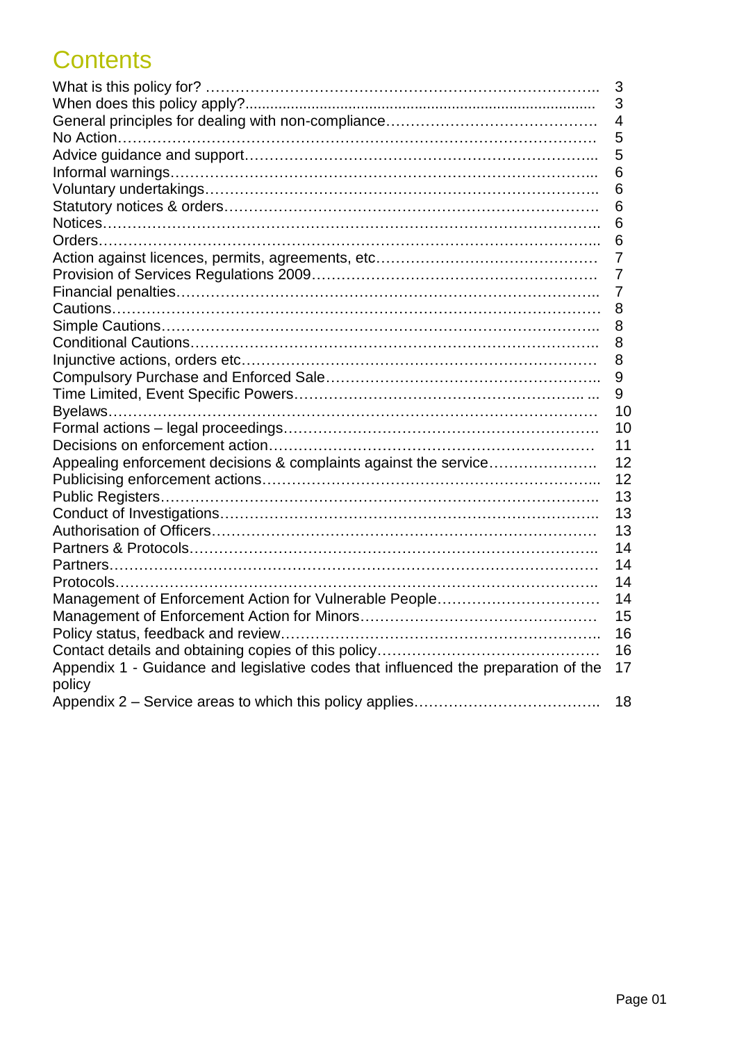# Contents

| | |
|---|---|
| What is this policy for? | 3 |
| When does this policy apply? | 3 |
| General principles for dealing with non-compliance | 4 |
| No Action | 5 |
| Advice guidance and support | 5 |
| Informal warnings | 6 |
| Voluntary undertakings | 6 |
| Statutory notices & orders | 6 |
| Notices | 6 |
| Orders | 6 |
| Action against licences, permits, agreements, etc | 7 |
| Provision of Services Regulations 2009 | 7 |
| Financial penalties | 7 |
| Cautions | 8 |
| Simple Cautions | 8 |
| Conditional Cautions | 8 |
| Injunctive actions, orders etc | 8 |
| Compulsory Purchase and Enforced Sale | 9 |
| Time Limited, Event Specific Powers | 9 |
| Byelaws | 10 |
| Formal actions – legal proceedings | 10 |
| Decisions on enforcement action | 11 |
| Appealing enforcement decisions & complaints against the service | 12 |
| Publicising enforcement actions | 12 |
| Public Registers | 13 |
| Conduct of Investigations | 13 |
| Authorisation of Officers | 13 |
| Partners & Protocols | 14 |
| Partners | 14 |
| Protocols | 14 |
| Management of Enforcement Action for Vulnerable People | 14 |
| Management of Enforcement Action for Minors | 15 |
| Policy status, feedback and review | 16 |
| Contact details and obtaining copies of this policy | 16 |
| Appendix 1 - Guidance and legislative codes that influenced the preparation of the policy | 17 |
| Appendix 2 – Service areas to which this policy applies | 18 |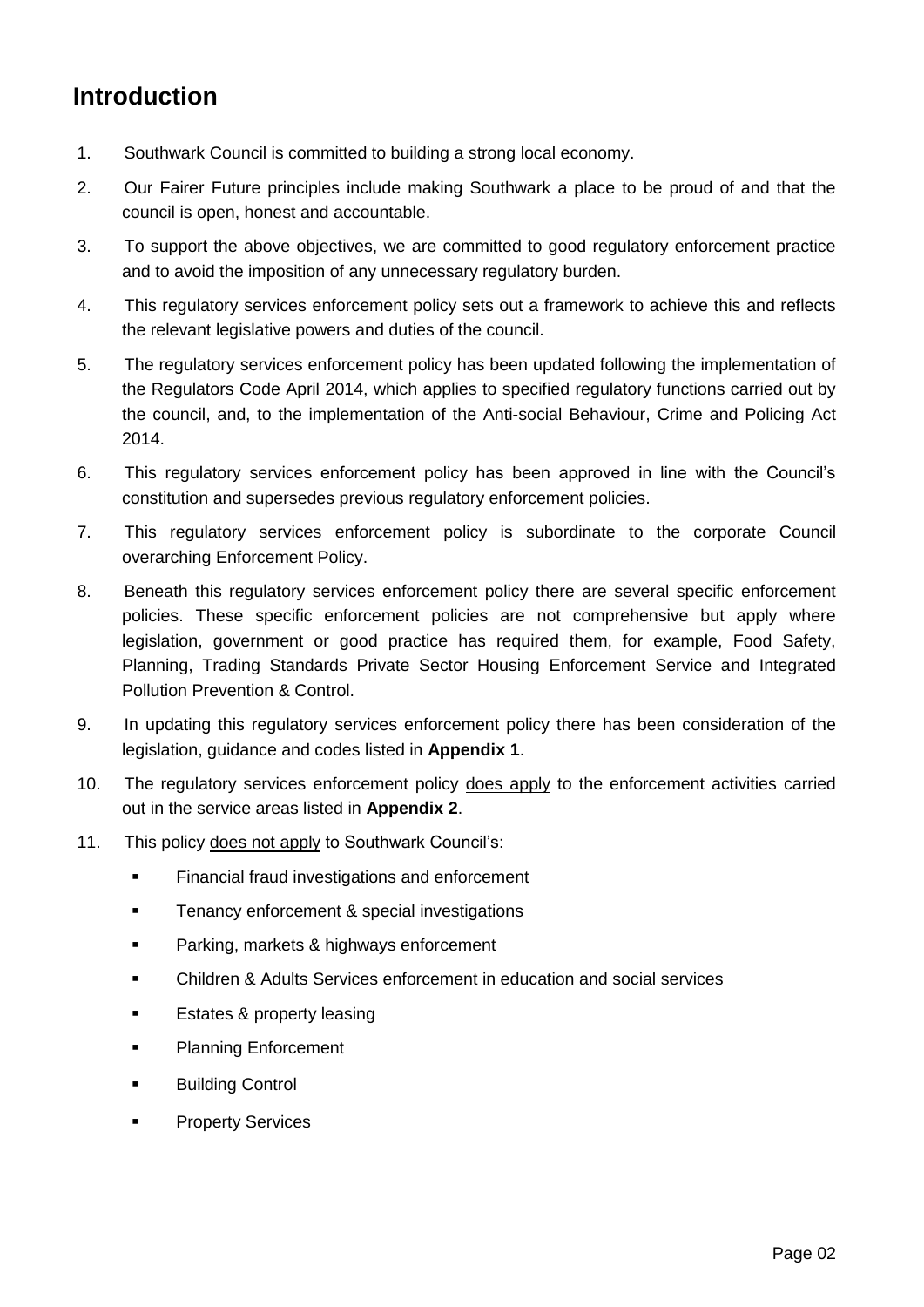# Introduction

1. Southwark Council is committed to building a strong local economy.
2. Our Fairer Future principles include making Southwark a place to be proud of and that the council is open, honest and accountable.
3. To support the above objectives, we are committed to good regulatory enforcement practice and to avoid the imposition of any unnecessary regulatory burden.
4. This regulatory services enforcement policy sets out a framework to achieve this and reflects the relevant legislative powers and duties of the council.
5. The regulatory services enforcement policy has been updated following the implementation of the Regulators Code April 2014, which applies to specified regulatory functions carried out by the council, and, to the implementation of the Anti-social Behaviour, Crime and Policing Act 2014.
6. This regulatory services enforcement policy has been approved in line with the Council's constitution and supersedes previous regulatory enforcement policies.
7. This regulatory services enforcement policy is subordinate to the corporate Council overarching Enforcement Policy.
8. Beneath this regulatory services enforcement policy there are several specific enforcement policies. These specific enforcement policies are not comprehensive but apply where legislation, government or good practice has required them, for example, Food Safety, Planning, Trading Standards Private Sector Housing Enforcement Service and Integrated Pollution Prevention & Control.
9. In updating this regulatory services enforcement policy there has been consideration of the legislation, guidance and codes listed in **Appendix 1**.
10. The regulatory services enforcement policy does apply to the enforcement activities carried out in the service areas listed in **Appendix 2**.
11. This policy does not apply to Southwark Council's:
    - Financial fraud investigations and enforcement
    - Tenancy enforcement & special investigations
    - Parking, markets & highways enforcement
    - Children & Adults Services enforcement in education and social services
    - Estates & property leasing
    - Planning Enforcement
    - Building Control
    - Property Services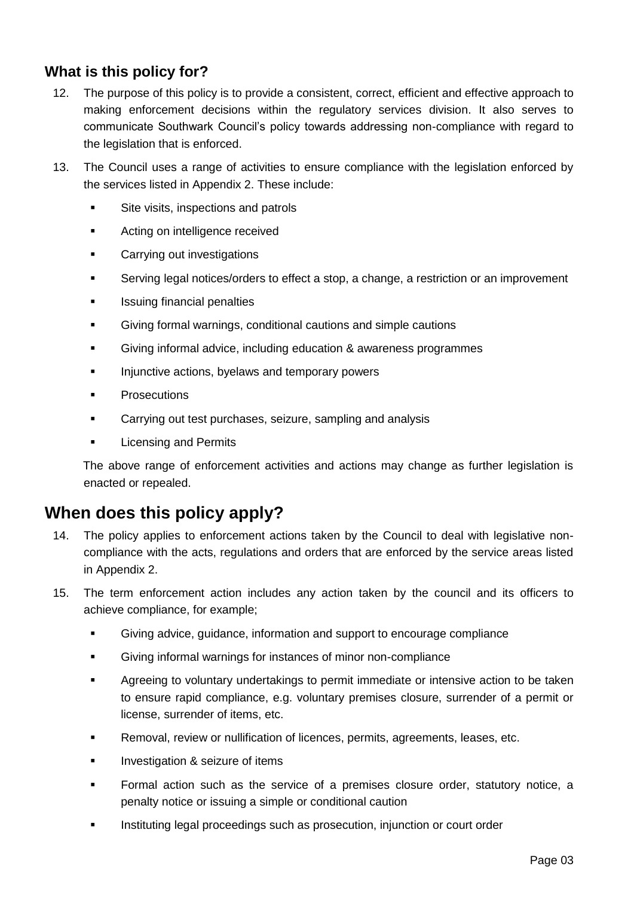### What is this policy for?

12. The purpose of this policy is to provide a consistent, correct, efficient and effective approach to making enforcement decisions within the regulatory services division. It also serves to communicate Southwark Council's policy towards addressing non-compliance with regard to the legislation that is enforced.

13. The Council uses a range of activities to ensure compliance with the legislation enforced by the services listed in Appendix 2. These include:

    - Site visits, inspections and patrols
    - Acting on intelligence received
    - Carrying out investigations
    - Serving legal notices/orders to effect a stop, a change, a restriction or an improvement
    - Issuing financial penalties
    - Giving formal warnings, conditional cautions and simple cautions
    - Giving informal advice, including education & awareness programmes
    - Injunctive actions, byelaws and temporary powers
    - Prosecutions
    - Carrying out test purchases, seizure, sampling and analysis
    - Licensing and Permits

    The above range of enforcement activities and actions may change as further legislation is enacted or repealed.

## When does this policy apply?

14. The policy applies to enforcement actions taken by the Council to deal with legislative non-compliance with the acts, regulations and orders that are enforced by the service areas listed in Appendix 2.

15. The term enforcement action includes any action taken by the council and its officers to achieve compliance, for example;

    - Giving advice, guidance, information and support to encourage compliance
    - Giving informal warnings for instances of minor non-compliance
    - Agreeing to voluntary undertakings to permit immediate or intensive action to be taken to ensure rapid compliance, e.g. voluntary premises closure, surrender of a permit or license, surrender of items, etc.
    - Removal, review or nullification of licences, permits, agreements, leases, etc.
    - Investigation & seizure of items
    - Formal action such as the service of a premises closure order, statutory notice, a penalty notice or issuing a simple or conditional caution
    - Instituting legal proceedings such as prosecution, injunction or court order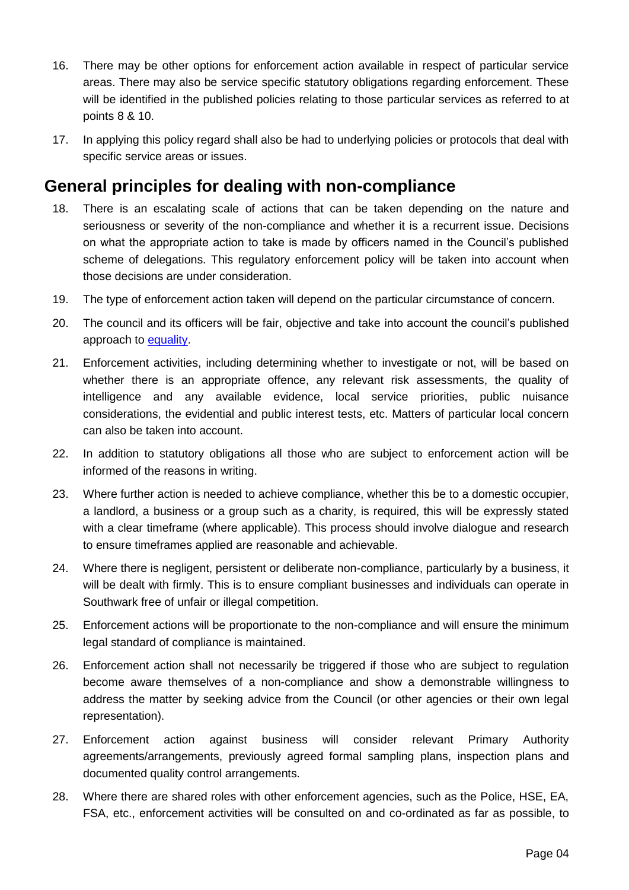16. There may be other options for enforcement action available in respect of particular service areas. There may also be service specific statutory obligations regarding enforcement. These will be identified in the published policies relating to those particular services as referred to at points 8 & 10.

17. In applying this policy regard shall also be had to underlying policies or protocols that deal with specific service areas or issues.

## General principles for dealing with non-compliance

18. There is an escalating scale of actions that can be taken depending on the nature and seriousness or severity of the non-compliance and whether it is a recurrent issue. Decisions on what the appropriate action to take is made by officers named in the Council's published scheme of delegations. This regulatory enforcement policy will be taken into account when those decisions are under consideration.

19. The type of enforcement action taken will depend on the particular circumstance of concern.

20. The council and its officers will be fair, objective and take into account the council's published approach to equality.

21. Enforcement activities, including determining whether to investigate or not, will be based on whether there is an appropriate offence, any relevant risk assessments, the quality of intelligence and any available evidence, local service priorities, public nuisance considerations, the evidential and public interest tests, etc. Matters of particular local concern can also be taken into account.

22. In addition to statutory obligations all those who are subject to enforcement action will be informed of the reasons in writing.

23. Where further action is needed to achieve compliance, whether this be to a domestic occupier, a landlord, a business or a group such as a charity, is required, this will be expressly stated with a clear timeframe (where applicable). This process should involve dialogue and research to ensure timeframes applied are reasonable and achievable.

24. Where there is negligent, persistent or deliberate non-compliance, particularly by a business, it will be dealt with firmly. This is to ensure compliant businesses and individuals can operate in Southwark free of unfair or illegal competition.

25. Enforcement actions will be proportionate to the non-compliance and will ensure the minimum legal standard of compliance is maintained.

26. Enforcement action shall not necessarily be triggered if those who are subject to regulation become aware themselves of a non-compliance and show a demonstrable willingness to address the matter by seeking advice from the Council (or other agencies or their own legal representation).

27. Enforcement action against business will consider relevant Primary Authority agreements/arrangements, previously agreed formal sampling plans, inspection plans and documented quality control arrangements.

28. Where there are shared roles with other enforcement agencies, such as the Police, HSE, EA, FSA, etc., enforcement activities will be consulted on and co-ordinated as far as possible, to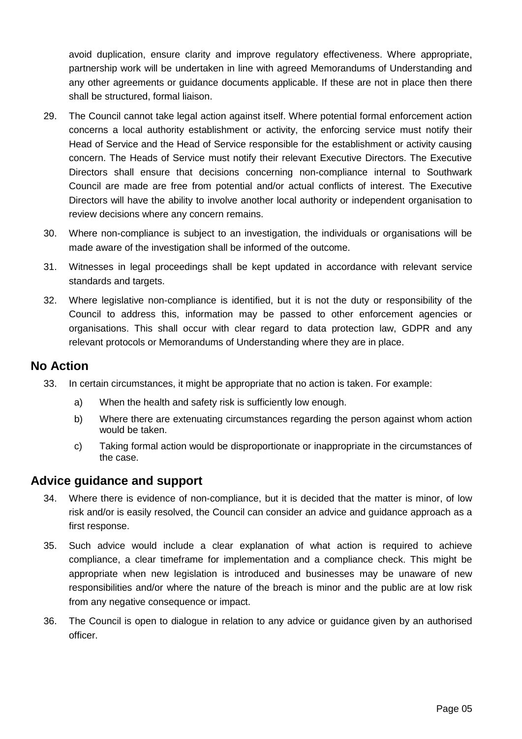avoid duplication, ensure clarity and improve regulatory effectiveness. Where appropriate, partnership work will be undertaken in line with agreed Memorandums of Understanding and any other agreements or guidance documents applicable. If these are not in place then there shall be structured, formal liaison.

29. The Council cannot take legal action against itself. Where potential formal enforcement action concerns a local authority establishment or activity, the enforcing service must notify their Head of Service and the Head of Service responsible for the establishment or activity causing concern. The Heads of Service must notify their relevant Executive Directors. The Executive Directors shall ensure that decisions concerning non-compliance internal to Southwark Council are made are free from potential and/or actual conflicts of interest. The Executive Directors will have the ability to involve another local authority or independent organisation to review decisions where any concern remains.

30. Where non-compliance is subject to an investigation, the individuals or organisations will be made aware of the investigation shall be informed of the outcome.

31. Witnesses in legal proceedings shall be kept updated in accordance with relevant service standards and targets.

32. Where legislative non-compliance is identified, but it is not the duty or responsibility of the Council to address this, information may be passed to other enforcement agencies or organisations. This shall occur with clear regard to data protection law, GDPR and any relevant protocols or Memorandums of Understanding where they are in place.

## No Action

33. In certain circumstances, it might be appropriate that no action is taken. For example:

    a) When the health and safety risk is sufficiently low enough.

    b) Where there are extenuating circumstances regarding the person against whom action would be taken.

    c) Taking formal action would be disproportionate or inappropriate in the circumstances of the case.

## Advice guidance and support

34. Where there is evidence of non-compliance, but it is decided that the matter is minor, of low risk and/or is easily resolved, the Council can consider an advice and guidance approach as a first response.

35. Such advice would include a clear explanation of what action is required to achieve compliance, a clear timeframe for implementation and a compliance check. This might be appropriate when new legislation is introduced and businesses may be unaware of new responsibilities and/or where the nature of the breach is minor and the public are at low risk from any negative consequence or impact.

36. The Council is open to dialogue in relation to any advice or guidance given by an authorised officer.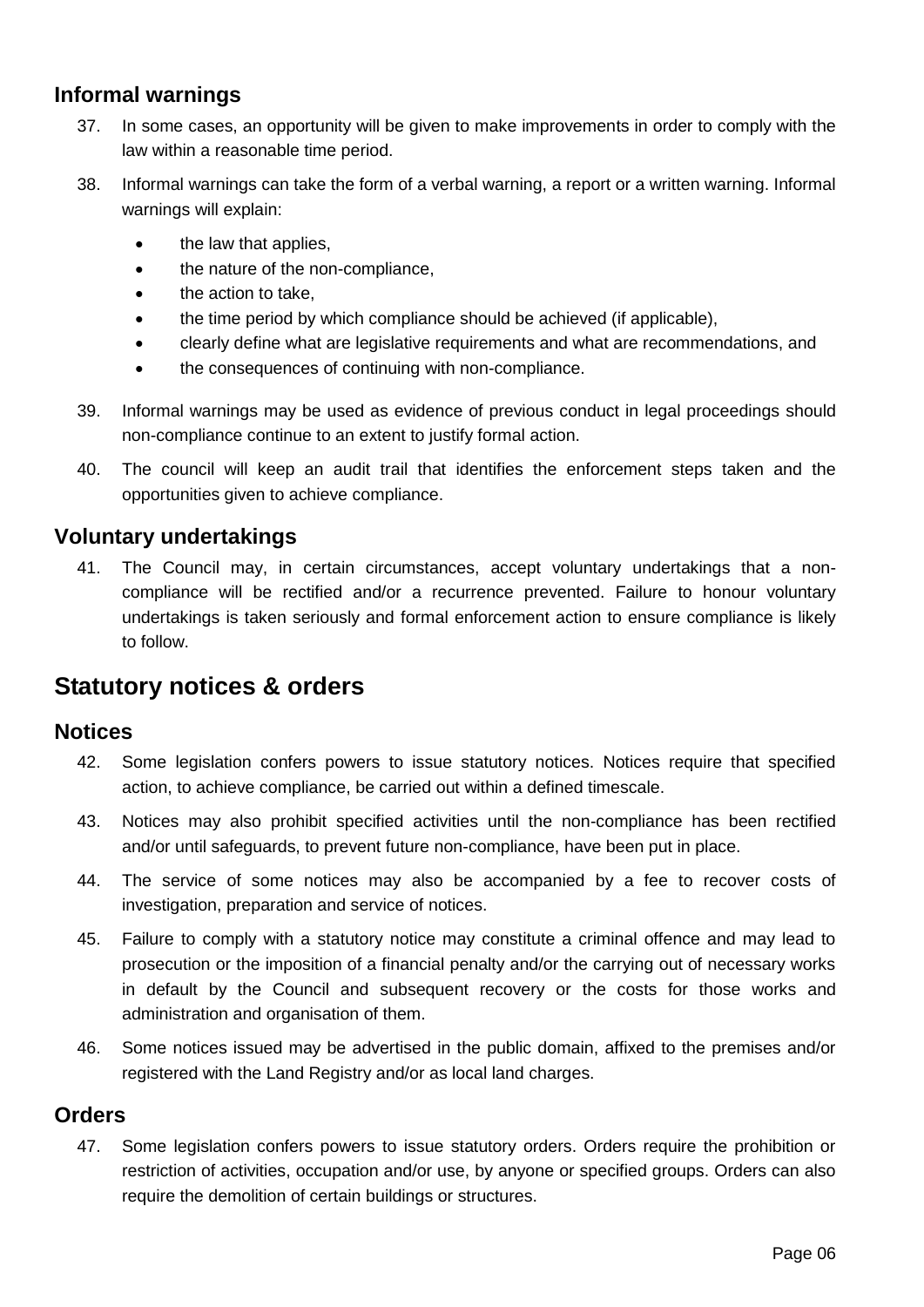### Informal warnings

37. In some cases, an opportunity will be given to make improvements in order to comply with the law within a reasonable time period.

38. Informal warnings can take the form of a verbal warning, a report or a written warning. Informal warnings will explain:

    - the law that applies,
    - the nature of the non-compliance,
    - the action to take,
    - the time period by which compliance should be achieved (if applicable),
    - clearly define what are legislative requirements and what are recommendations, and
    - the consequences of continuing with non-compliance.

39. Informal warnings may be used as evidence of previous conduct in legal proceedings should non-compliance continue to an extent to justify formal action.

40. The council will keep an audit trail that identifies the enforcement steps taken and the opportunities given to achieve compliance.

### Voluntary undertakings

41. The Council may, in certain circumstances, accept voluntary undertakings that a non-compliance will be rectified and/or a recurrence prevented. Failure to honour voluntary undertakings is taken seriously and formal enforcement action to ensure compliance is likely to follow.

## Statutory notices & orders

### Notices

42. Some legislation confers powers to issue statutory notices. Notices require that specified action, to achieve compliance, be carried out within a defined timescale.

43. Notices may also prohibit specified activities until the non-compliance has been rectified and/or until safeguards, to prevent future non-compliance, have been put in place.

44. The service of some notices may also be accompanied by a fee to recover costs of investigation, preparation and service of notices.

45. Failure to comply with a statutory notice may constitute a criminal offence and may lead to prosecution or the imposition of a financial penalty and/or the carrying out of necessary works in default by the Council and subsequent recovery or the costs for those works and administration and organisation of them.

46. Some notices issued may be advertised in the public domain, affixed to the premises and/or registered with the Land Registry and/or as local land charges.

### Orders

47. Some legislation confers powers to issue statutory orders. Orders require the prohibition or restriction of activities, occupation and/or use, by anyone or specified groups. Orders can also require the demolition of certain buildings or structures.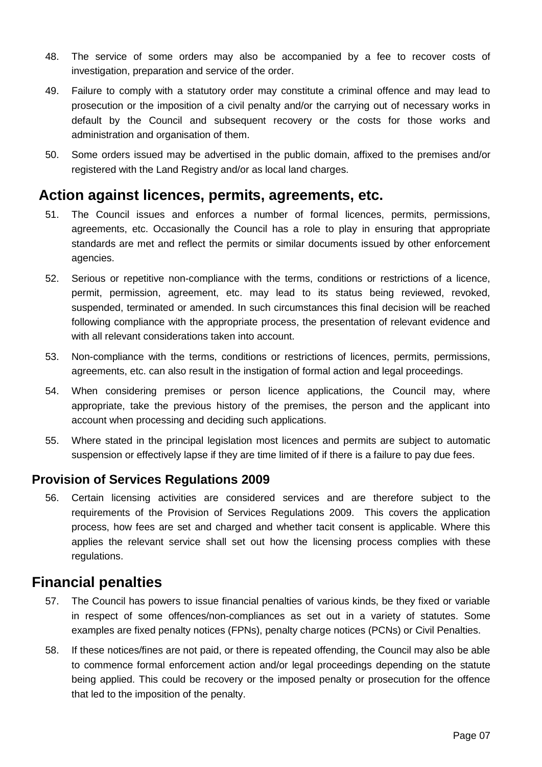48. The service of some orders may also be accompanied by a fee to recover costs of investigation, preparation and service of the order.

49. Failure to comply with a statutory order may constitute a criminal offence and may lead to prosecution or the imposition of a civil penalty and/or the carrying out of necessary works in default by the Council and subsequent recovery or the costs for those works and administration and organisation of them.

50. Some orders issued may be advertised in the public domain, affixed to the premises and/or registered with the Land Registry and/or as local land charges.

## Action against licences, permits, agreements, etc.

51. The Council issues and enforces a number of formal licences, permits, permissions, agreements, etc. Occasionally the Council has a role to play in ensuring that appropriate standards are met and reflect the permits or similar documents issued by other enforcement agencies.

52. Serious or repetitive non-compliance with the terms, conditions or restrictions of a licence, permit, permission, agreement, etc. may lead to its status being reviewed, revoked, suspended, terminated or amended. In such circumstances this final decision will be reached following compliance with the appropriate process, the presentation of relevant evidence and with all relevant considerations taken into account.

53. Non-compliance with the terms, conditions or restrictions of licences, permits, permissions, agreements, etc. can also result in the instigation of formal action and legal proceedings.

54. When considering premises or person licence applications, the Council may, where appropriate, take the previous history of the premises, the person and the applicant into account when processing and deciding such applications.

55. Where stated in the principal legislation most licences and permits are subject to automatic suspension or effectively lapse if they are time limited of if there is a failure to pay due fees.

### Provision of Services Regulations 2009

56. Certain licensing activities are considered services and are therefore subject to the requirements of the Provision of Services Regulations 2009. This covers the application process, how fees are set and charged and whether tacit consent is applicable. Where this applies the relevant service shall set out how the licensing process complies with these regulations.

## Financial penalties

57. The Council has powers to issue financial penalties of various kinds, be they fixed or variable in respect of some offences/non-compliances as set out in a variety of statutes. Some examples are fixed penalty notices (FPNs), penalty charge notices (PCNs) or Civil Penalties.

58. If these notices/fines are not paid, or there is repeated offending, the Council may also be able to commence formal enforcement action and/or legal proceedings depending on the statute being applied. This could be recovery or the imposed penalty or prosecution for the offence that led to the imposition of the penalty.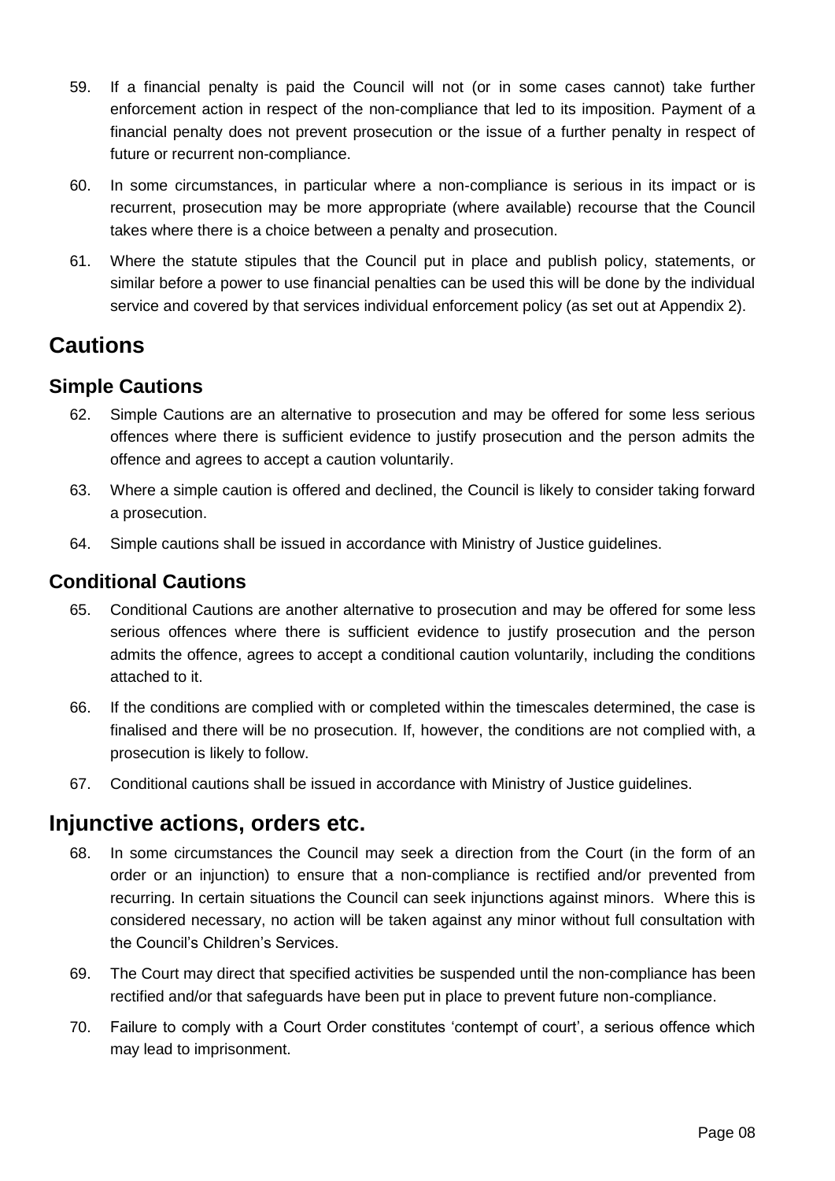59. If a financial penalty is paid the Council will not (or in some cases cannot) take further enforcement action in respect of the non-compliance that led to its imposition. Payment of a financial penalty does not prevent prosecution or the issue of a further penalty in respect of future or recurrent non-compliance.

60. In some circumstances, in particular where a non-compliance is serious in its impact or is recurrent, prosecution may be more appropriate (where available) recourse that the Council takes where there is a choice between a penalty and prosecution.

61. Where the statute stipules that the Council put in place and publish policy, statements, or similar before a power to use financial penalties can be used this will be done by the individual service and covered by that services individual enforcement policy (as set out at Appendix 2).

## Cautions

### Simple Cautions

62. Simple Cautions are an alternative to prosecution and may be offered for some less serious offences where there is sufficient evidence to justify prosecution and the person admits the offence and agrees to accept a caution voluntarily.

63. Where a simple caution is offered and declined, the Council is likely to consider taking forward a prosecution.

64. Simple cautions shall be issued in accordance with Ministry of Justice guidelines.

### Conditional Cautions

65. Conditional Cautions are another alternative to prosecution and may be offered for some less serious offences where there is sufficient evidence to justify prosecution and the person admits the offence, agrees to accept a conditional caution voluntarily, including the conditions attached to it.

66. If the conditions are complied with or completed within the timescales determined, the case is finalised and there will be no prosecution. If, however, the conditions are not complied with, a prosecution is likely to follow.

67. Conditional cautions shall be issued in accordance with Ministry of Justice guidelines.

## Injunctive actions, orders etc.

68. In some circumstances the Council may seek a direction from the Court (in the form of an order or an injunction) to ensure that a non-compliance is rectified and/or prevented from recurring. In certain situations the Council can seek injunctions against minors. Where this is considered necessary, no action will be taken against any minor without full consultation with the Council's Children's Services.

69. The Court may direct that specified activities be suspended until the non-compliance has been rectified and/or that safeguards have been put in place to prevent future non-compliance.

70. Failure to comply with a Court Order constitutes 'contempt of court', a serious offence which may lead to imprisonment.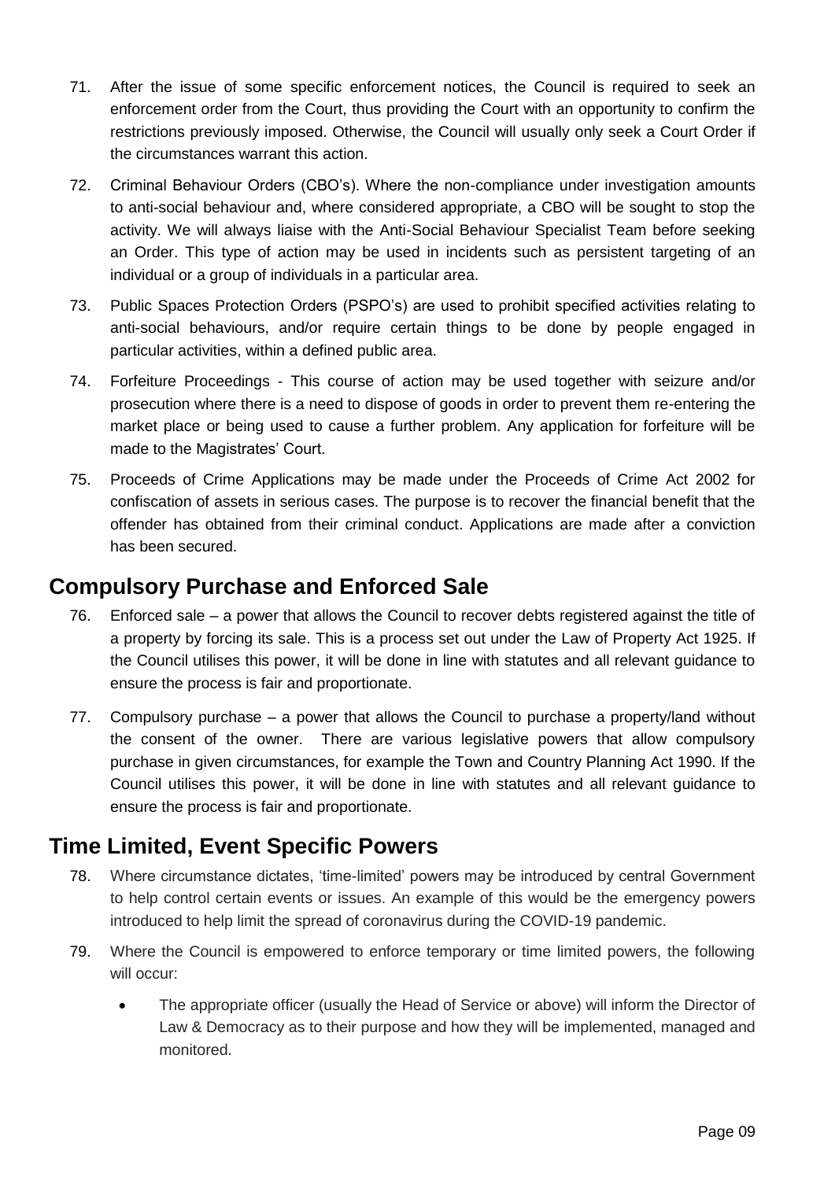71. After the issue of some specific enforcement notices, the Council is required to seek an enforcement order from the Court, thus providing the Court with an opportunity to confirm the restrictions previously imposed. Otherwise, the Council will usually only seek a Court Order if the circumstances warrant this action.

72. Criminal Behaviour Orders (CBO's). Where the non-compliance under investigation amounts to anti-social behaviour and, where considered appropriate, a CBO will be sought to stop the activity. We will always liaise with the Anti-Social Behaviour Specialist Team before seeking an Order. This type of action may be used in incidents such as persistent targeting of an individual or a group of individuals in a particular area.

73. Public Spaces Protection Orders (PSPO's) are used to prohibit specified activities relating to anti-social behaviours, and/or require certain things to be done by people engaged in particular activities, within a defined public area.

74. Forfeiture Proceedings - This course of action may be used together with seizure and/or prosecution where there is a need to dispose of goods in order to prevent them re-entering the market place or being used to cause a further problem. Any application for forfeiture will be made to the Magistrates' Court.

75. Proceeds of Crime Applications may be made under the Proceeds of Crime Act 2002 for confiscation of assets in serious cases. The purpose is to recover the financial benefit that the offender has obtained from their criminal conduct. Applications are made after a conviction has been secured.

## Compulsory Purchase and Enforced Sale

76. Enforced sale – a power that allows the Council to recover debts registered against the title of a property by forcing its sale. This is a process set out under the Law of Property Act 1925. If the Council utilises this power, it will be done in line with statutes and all relevant guidance to ensure the process is fair and proportionate.

77. Compulsory purchase – a power that allows the Council to purchase a property/land without the consent of the owner. There are various legislative powers that allow compulsory purchase in given circumstances, for example the Town and Country Planning Act 1990. If the Council utilises this power, it will be done in line with statutes and all relevant guidance to ensure the process is fair and proportionate.

## Time Limited, Event Specific Powers

78. Where circumstance dictates, 'time-limited' powers may be introduced by central Government to help control certain events or issues. An example of this would be the emergency powers introduced to help limit the spread of coronavirus during the COVID-19 pandemic.

79. Where the Council is empowered to enforce temporary or time limited powers, the following will occur:

    - The appropriate officer (usually the Head of Service or above) will inform the Director of Law & Democracy as to their purpose and how they will be implemented, managed and monitored.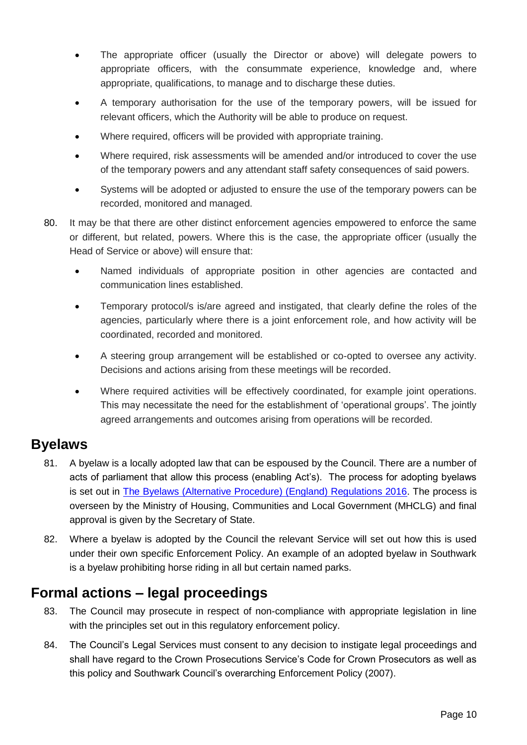- The appropriate officer (usually the Director or above) will delegate powers to appropriate officers, with the consummate experience, knowledge and, where appropriate, qualifications, to manage and to discharge these duties.
- A temporary authorisation for the use of the temporary powers, will be issued for relevant officers, which the Authority will be able to produce on request.
- Where required, officers will be provided with appropriate training.
- Where required, risk assessments will be amended and/or introduced to cover the use of the temporary powers and any attendant staff safety consequences of said powers.
- Systems will be adopted or adjusted to ensure the use of the temporary powers can be recorded, monitored and managed.

80. It may be that there are other distinct enforcement agencies empowered to enforce the same or different, but related, powers. Where this is the case, the appropriate officer (usually the Head of Service or above) will ensure that:
    - Named individuals of appropriate position in other agencies are contacted and communication lines established.
    - Temporary protocol/s is/are agreed and instigated, that clearly define the roles of the agencies, particularly where there is a joint enforcement role, and how activity will be coordinated, recorded and monitored.
    - A steering group arrangement will be established or co-opted to oversee any activity. Decisions and actions arising from these meetings will be recorded.
    - Where required activities will be effectively coordinated, for example joint operations. This may necessitate the need for the establishment of 'operational groups'. The jointly agreed arrangements and outcomes arising from operations will be recorded.

## Byelaws

81. A byelaw is a locally adopted law that can be espoused by the Council. There are a number of acts of parliament that allow this process (enabling Act's). The process for adopting byelaws is set out in The Byelaws (Alternative Procedure) (England) Regulations 2016. The process is overseen by the Ministry of Housing, Communities and Local Government (MHCLG) and final approval is given by the Secretary of State.

82. Where a byelaw is adopted by the Council the relevant Service will set out how this is used under their own specific Enforcement Policy. An example of an adopted byelaw in Southwark is a byelaw prohibiting horse riding in all but certain named parks.

## Formal actions – legal proceedings

83. The Council may prosecute in respect of non-compliance with appropriate legislation in line with the principles set out in this regulatory enforcement policy.

84. The Council's Legal Services must consent to any decision to instigate legal proceedings and shall have regard to the Crown Prosecutions Service's Code for Crown Prosecutors as well as this policy and Southwark Council's overarching Enforcement Policy (2007).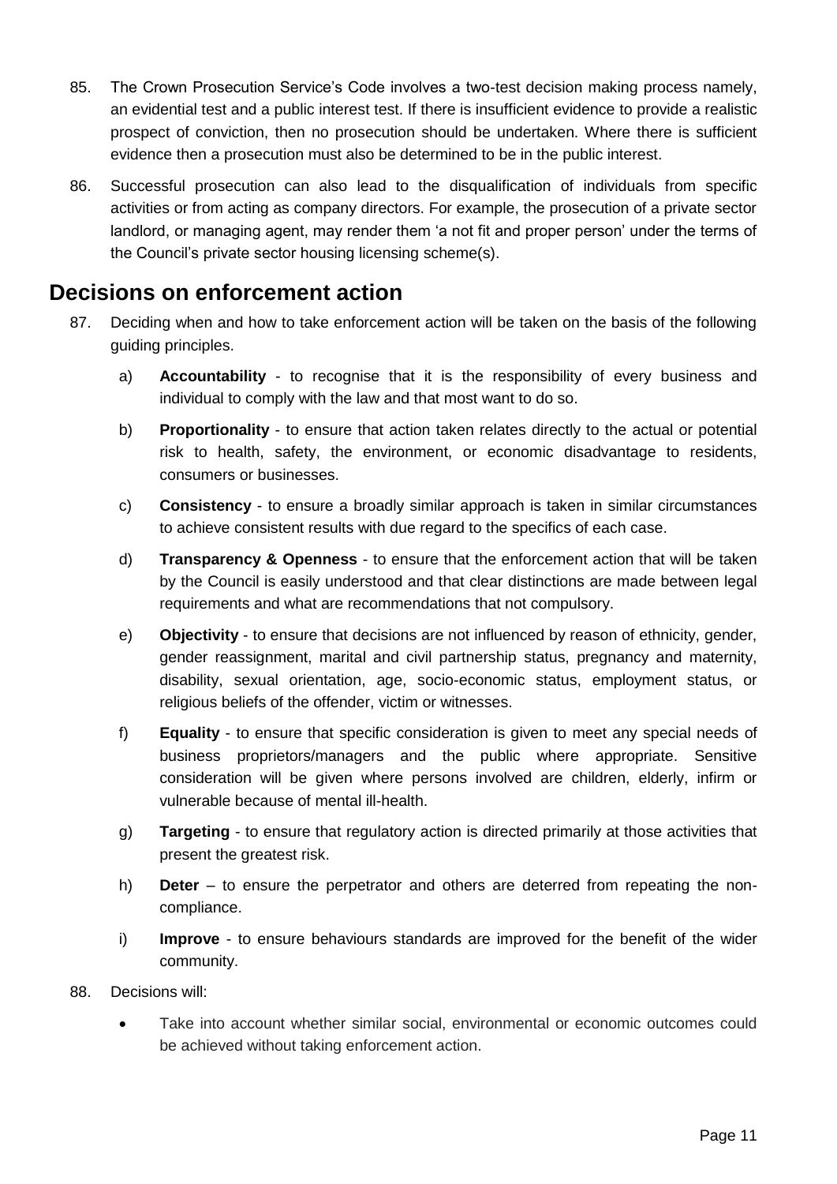85. The Crown Prosecution Service's Code involves a two-test decision making process namely, an evidential test and a public interest test. If there is insufficient evidence to provide a realistic prospect of conviction, then no prosecution should be undertaken. Where there is sufficient evidence then a prosecution must also be determined to be in the public interest.

86. Successful prosecution can also lead to the disqualification of individuals from specific activities or from acting as company directors. For example, the prosecution of a private sector landlord, or managing agent, may render them 'a not fit and proper person' under the terms of the Council's private sector housing licensing scheme(s).

## Decisions on enforcement action

87. Deciding when and how to take enforcement action will be taken on the basis of the following guiding principles.

    a) **Accountability** - to recognise that it is the responsibility of every business and individual to comply with the law and that most want to do so.

    b) **Proportionality** - to ensure that action taken relates directly to the actual or potential risk to health, safety, the environment, or economic disadvantage to residents, consumers or businesses.

    c) **Consistency** - to ensure a broadly similar approach is taken in similar circumstances to achieve consistent results with due regard to the specifics of each case.

    d) **Transparency & Openness** - to ensure that the enforcement action that will be taken by the Council is easily understood and that clear distinctions are made between legal requirements and what are recommendations that not compulsory.

    e) **Objectivity** - to ensure that decisions are not influenced by reason of ethnicity, gender, gender reassignment, marital and civil partnership status, pregnancy and maternity, disability, sexual orientation, age, socio-economic status, employment status, or religious beliefs of the offender, victim or witnesses.

    f) **Equality** - to ensure that specific consideration is given to meet any special needs of business proprietors/managers and the public where appropriate. Sensitive consideration will be given where persons involved are children, elderly, infirm or vulnerable because of mental ill-health.

    g) **Targeting** - to ensure that regulatory action is directed primarily at those activities that present the greatest risk.

    h) **Deter** – to ensure the perpetrator and others are deterred from repeating the non-compliance.

    i) **Improve** - to ensure behaviours standards are improved for the benefit of the wider community.

88. Decisions will:

    - Take into account whether similar social, environmental or economic outcomes could be achieved without taking enforcement action.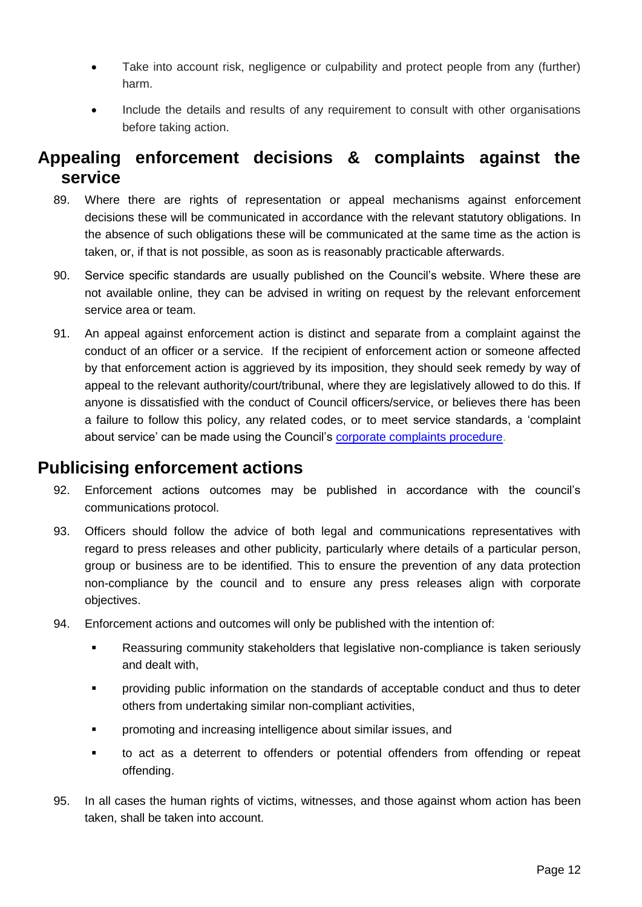- Take into account risk, negligence or culpability and protect people from any (further) harm.
- Include the details and results of any requirement to consult with other organisations before taking action.

## Appealing enforcement decisions & complaints against the service

89. Where there are rights of representation or appeal mechanisms against enforcement decisions these will be communicated in accordance with the relevant statutory obligations. In the absence of such obligations these will be communicated at the same time as the action is taken, or, if that is not possible, as soon as is reasonably practicable afterwards.

90. Service specific standards are usually published on the Council's website. Where these are not available online, they can be advised in writing on request by the relevant enforcement service area or team.

91. An appeal against enforcement action is distinct and separate from a complaint against the conduct of an officer or a service. If the recipient of enforcement action or someone affected by that enforcement action is aggrieved by its imposition, they should seek remedy by way of appeal to the relevant authority/court/tribunal, where they are legislatively allowed to do this. If anyone is dissatisfied with the conduct of Council officers/service, or believes there has been a failure to follow this policy, any related codes, or to meet service standards, a 'complaint about service' can be made using the Council's corporate complaints procedure.

## Publicising enforcement actions

92. Enforcement actions outcomes may be published in accordance with the council's communications protocol.

93. Officers should follow the advice of both legal and communications representatives with regard to press releases and other publicity, particularly where details of a particular person, group or business are to be identified. This to ensure the prevention of any data protection non-compliance by the council and to ensure any press releases align with corporate objectives.

94. Enforcement actions and outcomes will only be published with the intention of:
    - Reassuring community stakeholders that legislative non-compliance is taken seriously and dealt with,
    - providing public information on the standards of acceptable conduct and thus to deter others from undertaking similar non-compliant activities,
    - promoting and increasing intelligence about similar issues, and
    - to act as a deterrent to offenders or potential offenders from offending or repeat offending.

95. In all cases the human rights of victims, witnesses, and those against whom action has been taken, shall be taken into account.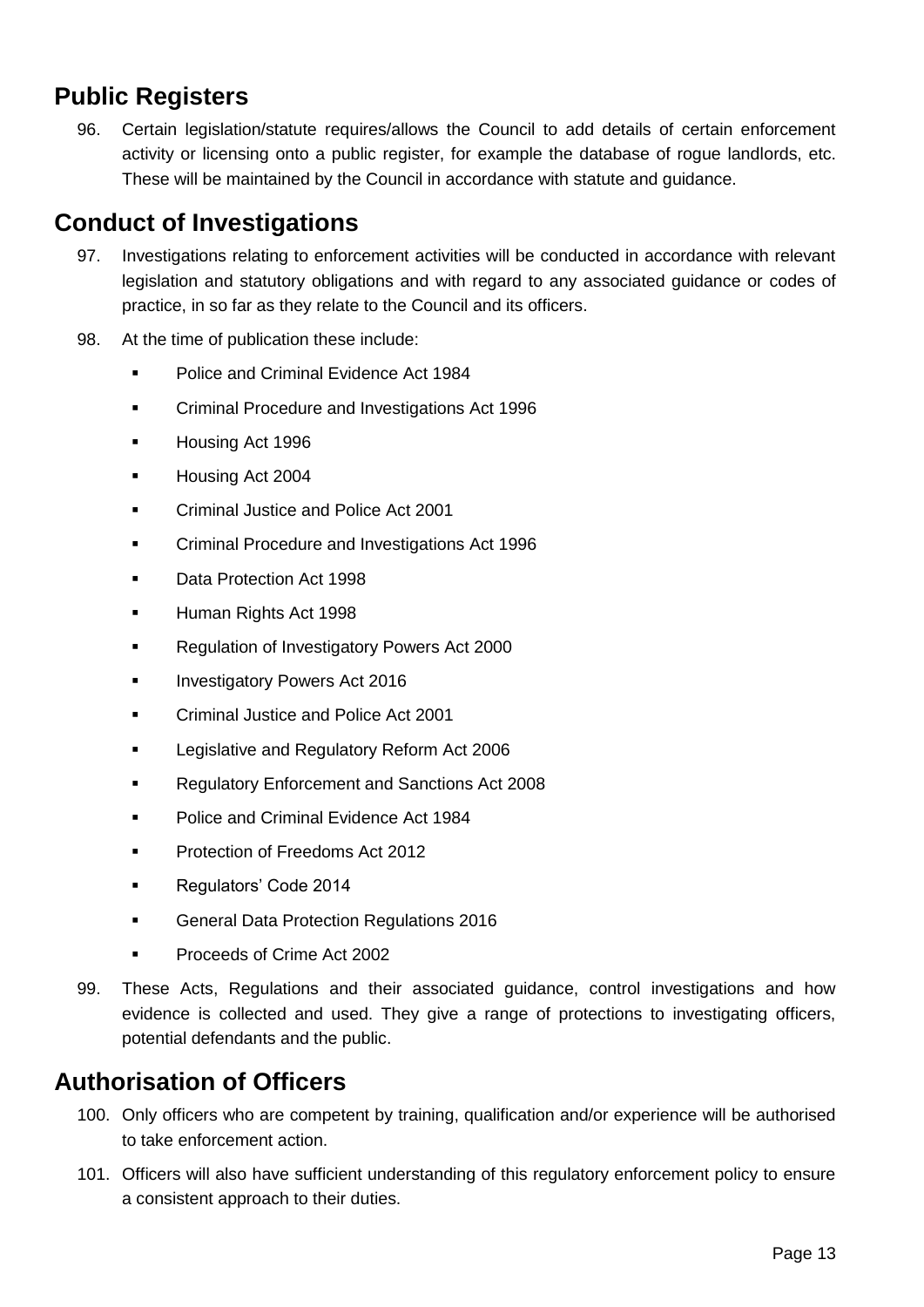## Public Registers

96. Certain legislation/statute requires/allows the Council to add details of certain enforcement activity or licensing onto a public register, for example the database of rogue landlords, etc. These will be maintained by the Council in accordance with statute and guidance.

## Conduct of Investigations

97. Investigations relating to enforcement activities will be conducted in accordance with relevant legislation and statutory obligations and with regard to any associated guidance or codes of practice, in so far as they relate to the Council and its officers.

98. At the time of publication these include:

    - Police and Criminal Evidence Act 1984
    - Criminal Procedure and Investigations Act 1996
    - Housing Act 1996
    - Housing Act 2004
    - Criminal Justice and Police Act 2001
    - Criminal Procedure and Investigations Act 1996
    - Data Protection Act 1998
    - Human Rights Act 1998
    - Regulation of Investigatory Powers Act 2000
    - Investigatory Powers Act 2016
    - Criminal Justice and Police Act 2001
    - Legislative and Regulatory Reform Act 2006
    - Regulatory Enforcement and Sanctions Act 2008
    - Police and Criminal Evidence Act 1984
    - Protection of Freedoms Act 2012
    - Regulators' Code 2014
    - General Data Protection Regulations 2016
    - Proceeds of Crime Act 2002

99. These Acts, Regulations and their associated guidance, control investigations and how evidence is collected and used. They give a range of protections to investigating officers, potential defendants and the public.

## Authorisation of Officers

100. Only officers who are competent by training, qualification and/or experience will be authorised to take enforcement action.

101. Officers will also have sufficient understanding of this regulatory enforcement policy to ensure a consistent approach to their duties.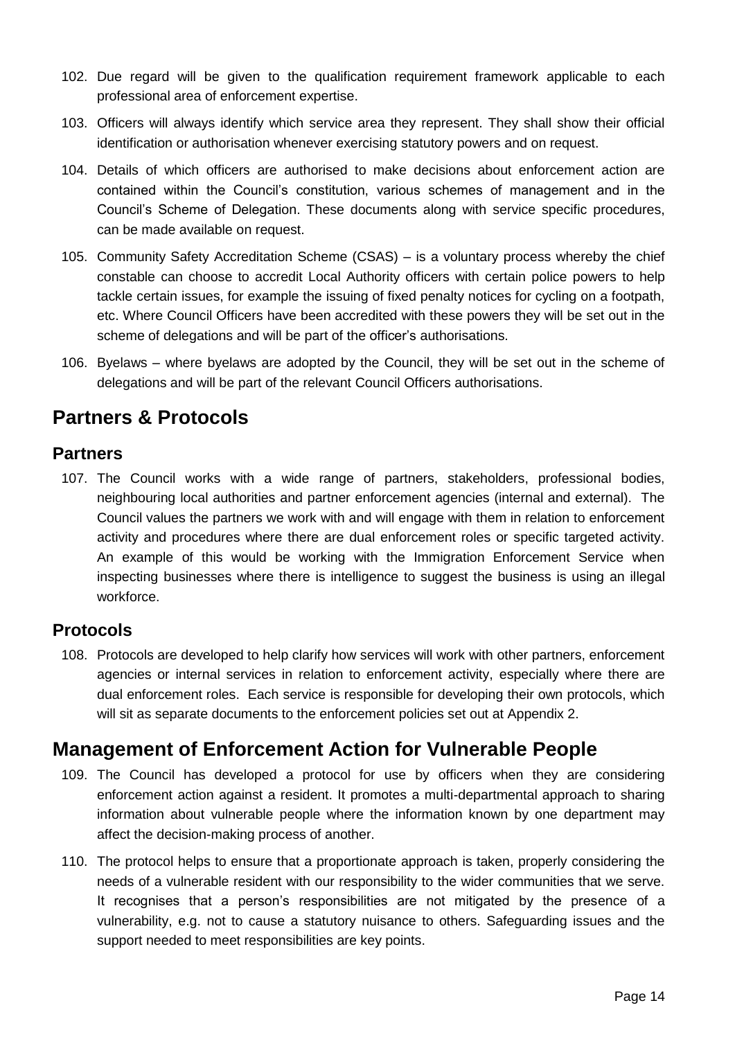102. Due regard will be given to the qualification requirement framework applicable to each professional area of enforcement expertise.

103. Officers will always identify which service area they represent. They shall show their official identification or authorisation whenever exercising statutory powers and on request.

104. Details of which officers are authorised to make decisions about enforcement action are contained within the Council's constitution, various schemes of management and in the Council's Scheme of Delegation. These documents along with service specific procedures, can be made available on request.

105. Community Safety Accreditation Scheme (CSAS) – is a voluntary process whereby the chief constable can choose to accredit Local Authority officers with certain police powers to help tackle certain issues, for example the issuing of fixed penalty notices for cycling on a footpath, etc. Where Council Officers have been accredited with these powers they will be set out in the scheme of delegations and will be part of the officer's authorisations.

106. Byelaws – where byelaws are adopted by the Council, they will be set out in the scheme of delegations and will be part of the relevant Council Officers authorisations.

## Partners & Protocols

### Partners

107. The Council works with a wide range of partners, stakeholders, professional bodies, neighbouring local authorities and partner enforcement agencies (internal and external). The Council values the partners we work with and will engage with them in relation to enforcement activity and procedures where there are dual enforcement roles or specific targeted activity. An example of this would be working with the Immigration Enforcement Service when inspecting businesses where there is intelligence to suggest the business is using an illegal workforce.

### Protocols

108. Protocols are developed to help clarify how services will work with other partners, enforcement agencies or internal services in relation to enforcement activity, especially where there are dual enforcement roles. Each service is responsible for developing their own protocols, which will sit as separate documents to the enforcement policies set out at Appendix 2.

## Management of Enforcement Action for Vulnerable People

109. The Council has developed a protocol for use by officers when they are considering enforcement action against a resident. It promotes a multi-departmental approach to sharing information about vulnerable people where the information known by one department may affect the decision-making process of another.

110. The protocol helps to ensure that a proportionate approach is taken, properly considering the needs of a vulnerable resident with our responsibility to the wider communities that we serve. It recognises that a person's responsibilities are not mitigated by the presence of a vulnerability, e.g. not to cause a statutory nuisance to others. Safeguarding issues and the support needed to meet responsibilities are key points.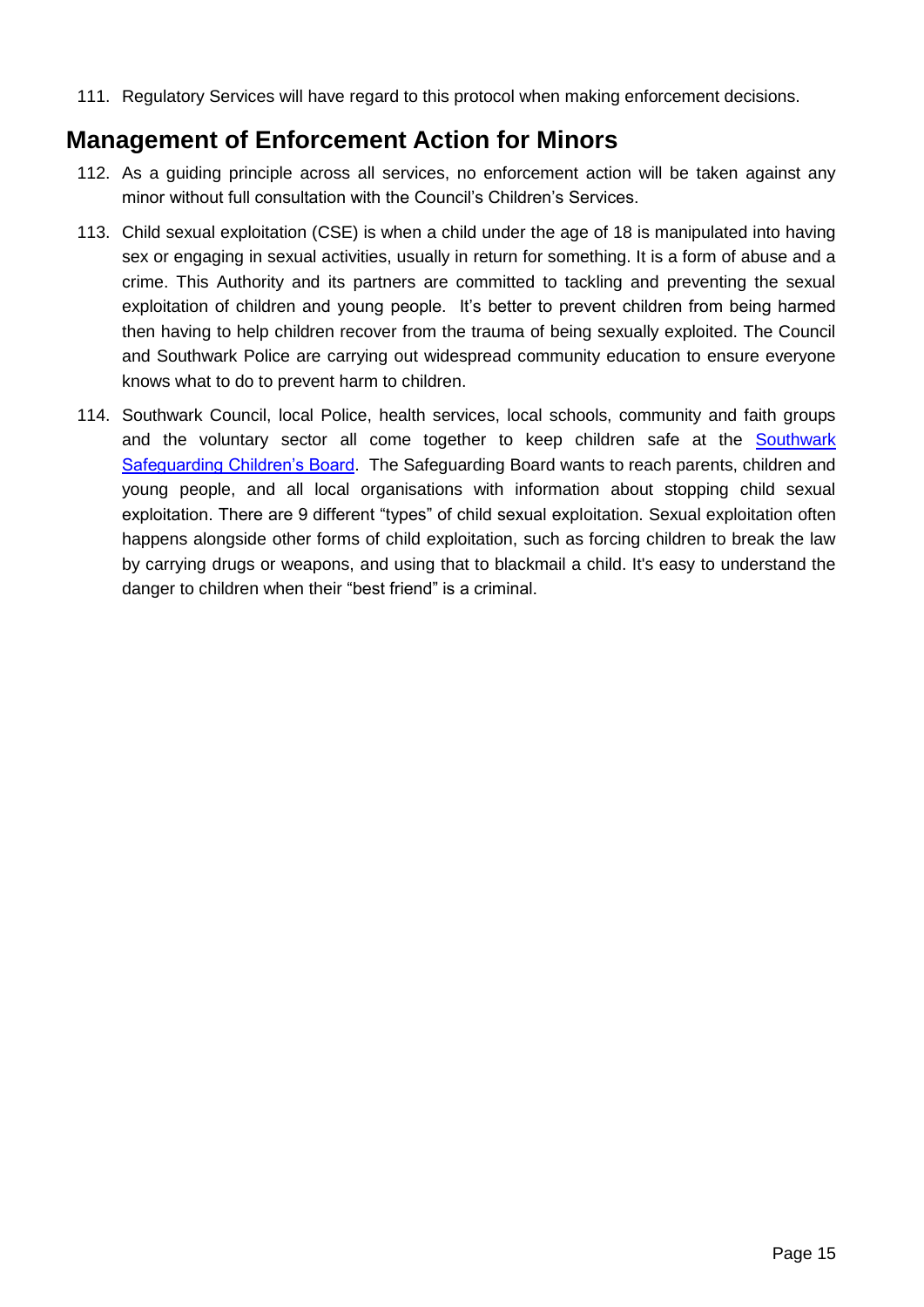111. Regulatory Services will have regard to this protocol when making enforcement decisions.

## Management of Enforcement Action for Minors

112. As a guiding principle across all services, no enforcement action will be taken against any minor without full consultation with the Council's Children's Services.

113. Child sexual exploitation (CSE) is when a child under the age of 18 is manipulated into having sex or engaging in sexual activities, usually in return for something. It is a form of abuse and a crime. This Authority and its partners are committed to tackling and preventing the sexual exploitation of children and young people. It's better to prevent children from being harmed then having to help children recover from the trauma of being sexually exploited. The Council and Southwark Police are carrying out widespread community education to ensure everyone knows what to do to prevent harm to children.

114. Southwark Council, local Police, health services, local schools, community and faith groups and the voluntary sector all come together to keep children safe at the Southwark Safeguarding Children's Board. The Safeguarding Board wants to reach parents, children and young people, and all local organisations with information about stopping child sexual exploitation. There are 9 different "types" of child sexual exploitation. Sexual exploitation often happens alongside other forms of child exploitation, such as forcing children to break the law by carrying drugs or weapons, and using that to blackmail a child. It's easy to understand the danger to children when their "best friend" is a criminal.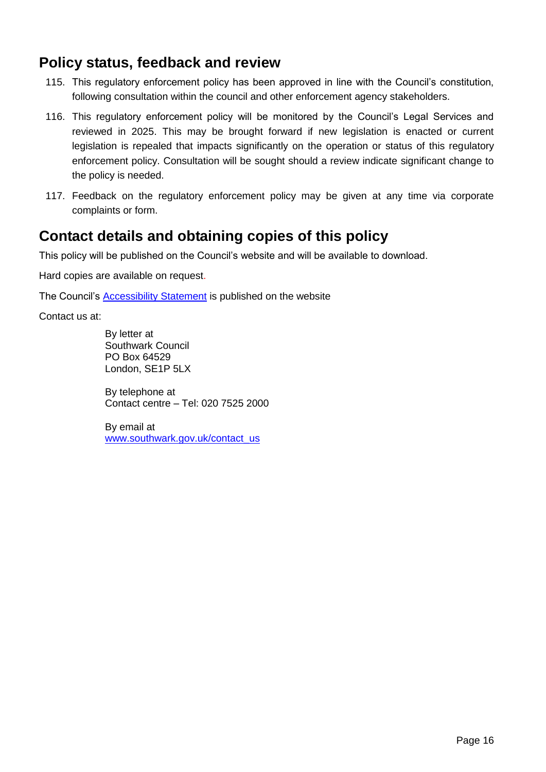## Policy status, feedback and review

115. This regulatory enforcement policy has been approved in line with the Council's constitution, following consultation within the council and other enforcement agency stakeholders.

116. This regulatory enforcement policy will be monitored by the Council's Legal Services and reviewed in 2025. This may be brought forward if new legislation is enacted or current legislation is repealed that impacts significantly on the operation or status of this regulatory enforcement policy. Consultation will be sought should a review indicate significant change to the policy is needed.

117. Feedback on the regulatory enforcement policy may be given at any time via corporate complaints or form.

## Contact details and obtaining copies of this policy

This policy will be published on the Council's website and will be available to download.

Hard copies are available on request.

The Council's [Accessibility Statement] is published on the website

Contact us at:

By letter at
Southwark Council
PO Box 64529
London, SE1P 5LX

By telephone at
Contact centre – Tel: 020 7525 2000

By email at
www.southwark.gov.uk/contact_us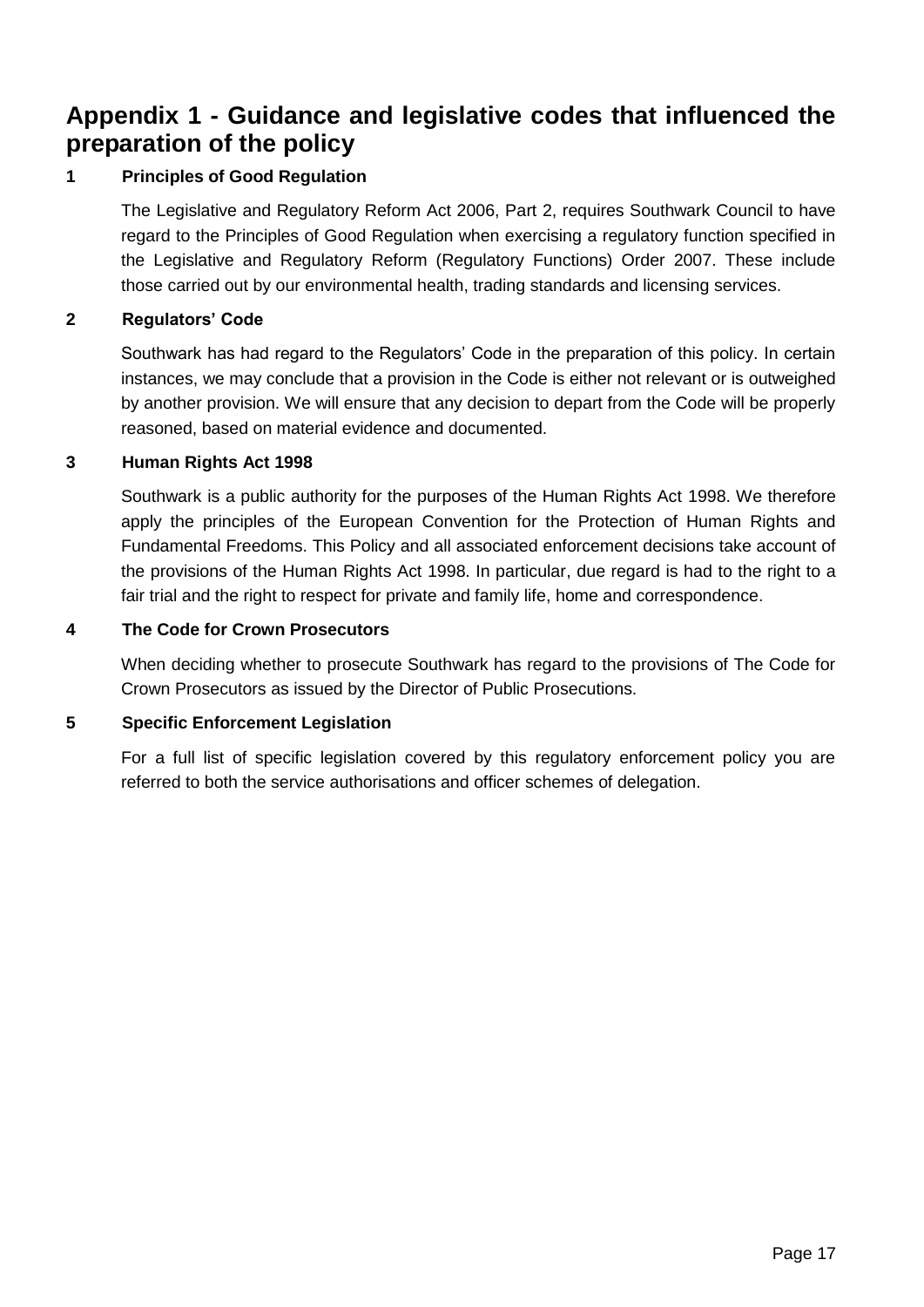# Appendix 1 - Guidance and legislative codes that influenced the preparation of the policy

### 1 Principles of Good Regulation

The Legislative and Regulatory Reform Act 2006, Part 2, requires Southwark Council to have regard to the Principles of Good Regulation when exercising a regulatory function specified in the Legislative and Regulatory Reform (Regulatory Functions) Order 2007. These include those carried out by our environmental health, trading standards and licensing services.

### 2 Regulators' Code

Southwark has had regard to the Regulators' Code in the preparation of this policy. In certain instances, we may conclude that a provision in the Code is either not relevant or is outweighed by another provision. We will ensure that any decision to depart from the Code will be properly reasoned, based on material evidence and documented.

### 3 Human Rights Act 1998

Southwark is a public authority for the purposes of the Human Rights Act 1998. We therefore apply the principles of the European Convention for the Protection of Human Rights and Fundamental Freedoms. This Policy and all associated enforcement decisions take account of the provisions of the Human Rights Act 1998. In particular, due regard is had to the right to a fair trial and the right to respect for private and family life, home and correspondence.

### 4 The Code for Crown Prosecutors

When deciding whether to prosecute Southwark has regard to the provisions of The Code for Crown Prosecutors as issued by the Director of Public Prosecutions.

### 5 Specific Enforcement Legislation

For a full list of specific legislation covered by this regulatory enforcement policy you are referred to both the service authorisations and officer schemes of delegation.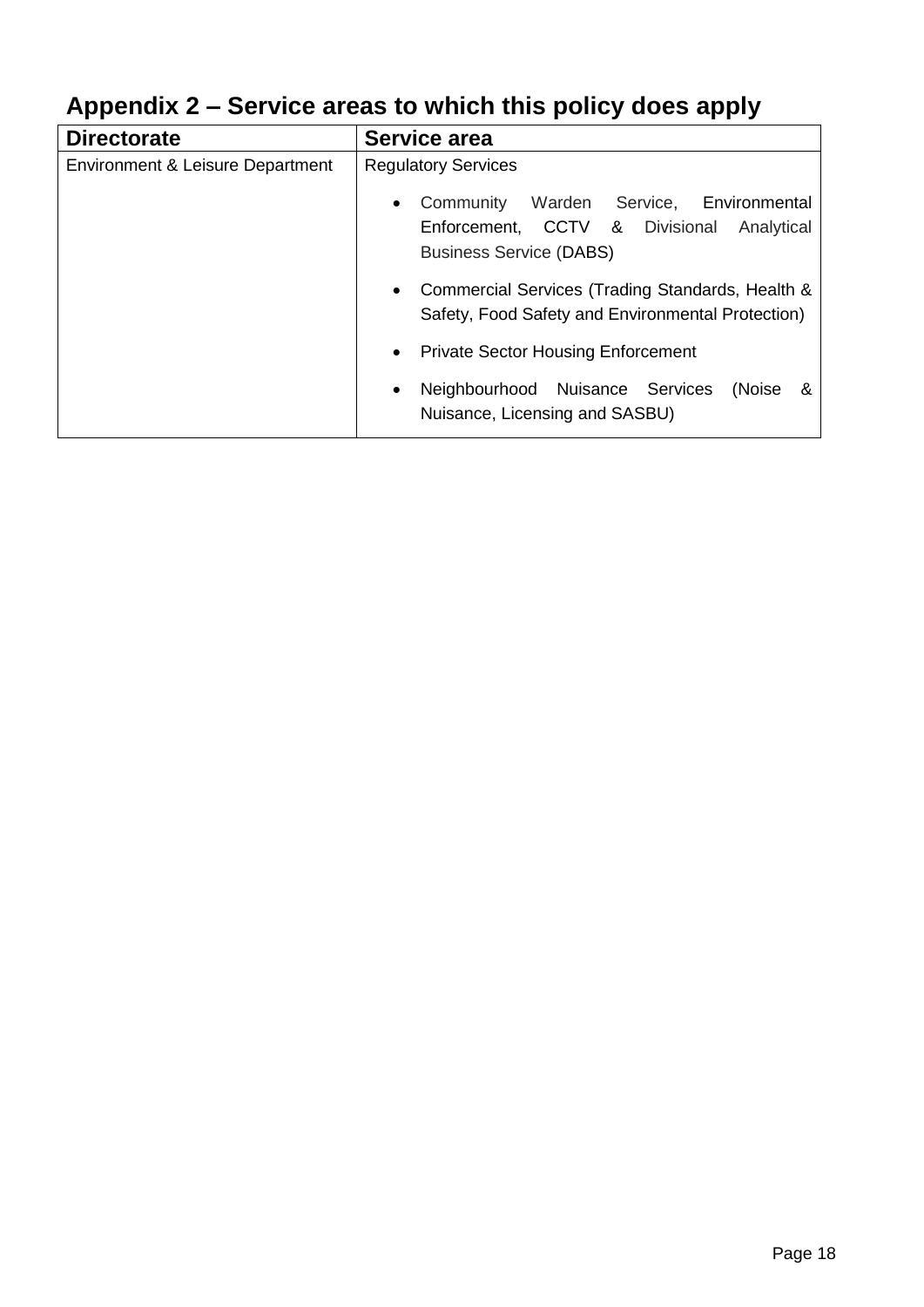# Appendix 2 – Service areas to which this policy does apply

| Directorate | Service area |
|---|---|
| Environment & Leisure Department | Regulatory Services<br>• Community Warden Service, Environmental Enforcement, CCTV & Divisional Analytical Business Service (DABS)<br>• Commercial Services (Trading Standards, Health & Safety, Food Safety and Environmental Protection)<br>• Private Sector Housing Enforcement<br>• Neighbourhood Nuisance Services (Noise & Nuisance, Licensing and SASBU) |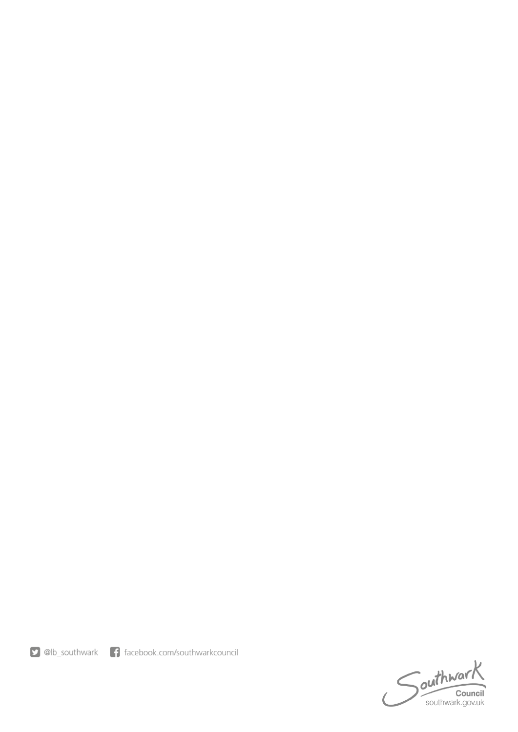@lb_southwark facebook.com/southwarkcouncil

Southwark Council
southwark.gov.uk